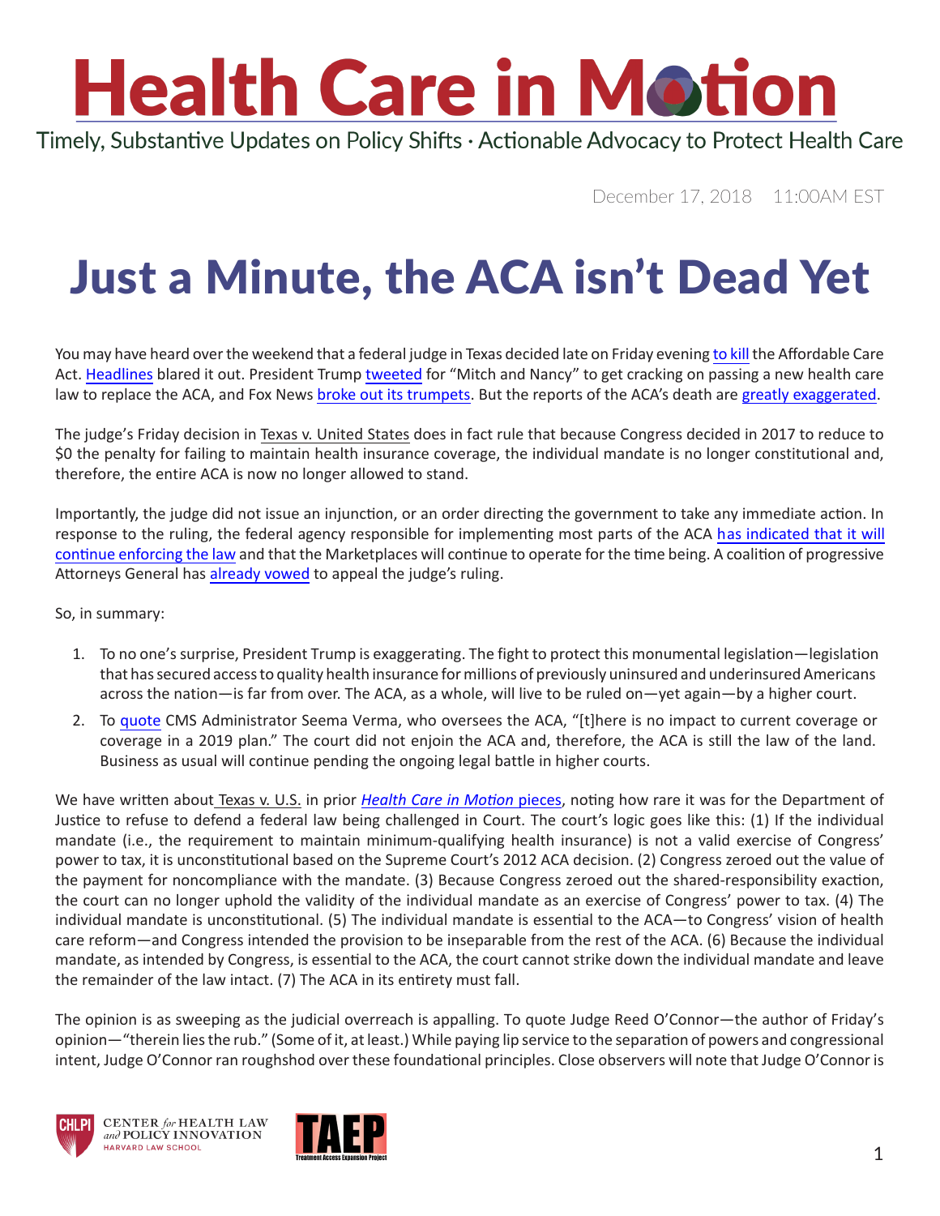# Health Care in Motion

Timely, Substantive Updates on Policy Shifts · Actionable Advocacy to Protect Health Care

December 17, 2018 11:00AM EST

# Just a Minute, the ACA isn't Dead Yet

You may have heard over the weekend that a federal judge in Texas decided late on Friday evening to kill the Affordable Care Act. Headlines blared it out. President Trump tweeted for "Mitch and Nancy" to get cracking on passing a new health care law to replace the ACA, and Fox News broke out its trumpets. But the reports of the ACA's death are greatly exaggerated.

The judge's Friday decision in Texas v. United States does in fact rule that because Congress decided in 2017 to reduce to $0 the penalty for failing to maintain health insurance coverage, the individual mandate is no longer constitutional and, therefore, the entire ACA is now no longer allowed to stand.

Importantly, the judge did not issue an injunction, or an order directing the government to take any immediate action. In response to the ruling, the federal agency responsible for implementing most parts of the ACA has indicated that it will continue enforcing the law and that the Marketplaces will continue to operate for the time being. A coalition of progressive Attorneys General has already vowed to appeal the judge's ruling.

So, in summary:

1. To no one's surprise, President Trump is exaggerating. The fight to protect this monumental legislation—legislation that has secured access to quality health insurance for millions of previously uninsured and underinsured Americans across the nation—is far from over. The ACA, as a whole, will live to be ruled on—yet again—by a higher court.
2. To quote CMS Administrator Seema Verma, who oversees the ACA, "[t]here is no impact to current coverage or coverage in a 2019 plan." The court did not enjoin the ACA and, therefore, the ACA is still the law of the land. Business as usual will continue pending the ongoing legal battle in higher courts.

We have written about Texas v. U.S. in prior *Health Care in Motion* pieces, noting how rare it was for the Department of Justice to refuse to defend a federal law being challenged in Court. The court's logic goes like this: (1) If the individual mandate (i.e., the requirement to maintain minimum-qualifying health insurance) is not a valid exercise of Congress' power to tax, it is unconstitutional based on the Supreme Court's 2012 ACA decision. (2) Congress zeroed out the value of the payment for noncompliance with the mandate. (3) Because Congress zeroed out the shared-responsibility exaction, the court can no longer uphold the validity of the individual mandate as an exercise of Congress' power to tax. (4) The individual mandate is unconstitutional. (5) The individual mandate is essential to the ACA—to Congress' vision of health care reform—and Congress intended the provision to be inseparable from the rest of the ACA. (6) Because the individual mandate, as intended by Congress, is essential to the ACA, the court cannot strike down the individual mandate and leave the remainder of the law intact. (7) The ACA in its entirety must fall.

The opinion is as sweeping as the judicial overreach is appalling. To quote Judge Reed O'Connor—the author of Friday's opinion—"therein lies the rub." (Some of it, at least.) While paying lip service to the separation of powers and congressional intent, Judge O'Connor ran roughshod over these foundational principles. Close observers will note that Judge O'Connor is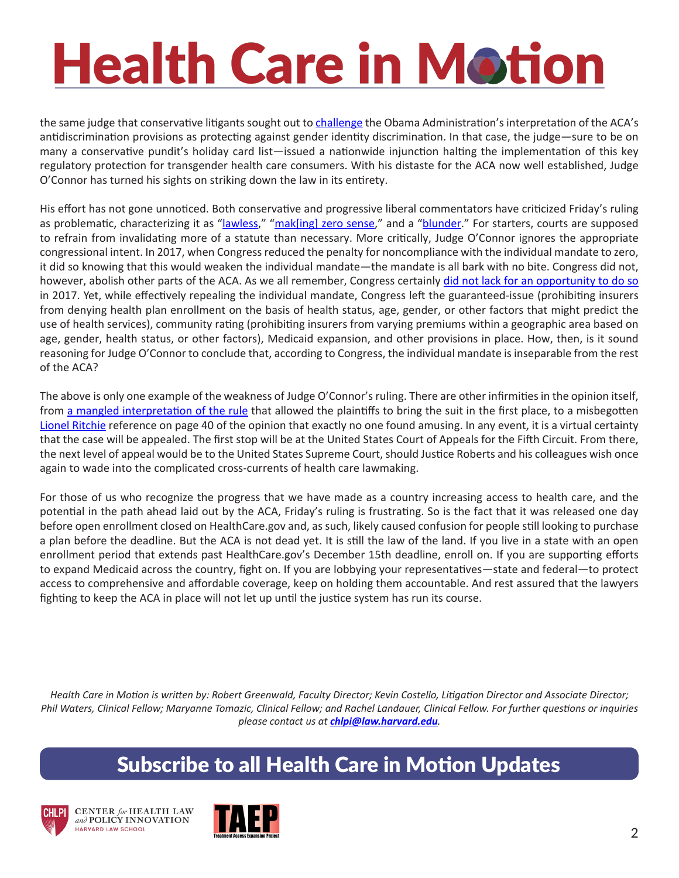the same judge that conservative litigants sought out to challenge the Obama Administration's interpretation of the ACA's antidiscrimination provisions as protecting against gender identity discrimination. In that case, the judge—sure to be on many a conservative pundit's holiday card list—issued a nationwide injunction halting the implementation of this key regulatory protection for transgender health care consumers. With his distaste for the ACA now well established, Judge O'Connor has turned his sights on striking down the law in its entirety.

His effort has not gone unnoticed. Both conservative and progressive liberal commentators have criticized Friday's ruling as problematic, characterizing it as "lawless," "mak[ing] zero sense," and a "blunder." For starters, courts are supposed to refrain from invalidating more of a statute than necessary. More critically, Judge O'Connor ignores the appropriate congressional intent. In 2017, when Congress reduced the penalty for noncompliance with the individual mandate to zero, it did so knowing that this would weaken the individual mandate—the mandate is all bark with no bite. Congress did not, however, abolish other parts of the ACA. As we all remember, Congress certainly did not lack for an opportunity to do so in 2017. Yet, while effectively repealing the individual mandate, Congress left the guaranteed-issue (prohibiting insurers from denying health plan enrollment on the basis of health status, age, gender, or other factors that might predict the use of health services), community rating (prohibiting insurers from varying premiums within a geographic area based on age, gender, health status, or other factors), Medicaid expansion, and other provisions in place. How, then, is it sound reasoning for Judge O'Connor to conclude that, according to Congress, the individual mandate is inseparable from the rest of the ACA?

The above is only one example of the weakness of Judge O'Connor's ruling. There are other infirmities in the opinion itself, from a mangled interpretation of the rule that allowed the plaintiffs to bring the suit in the first place, to a misbegotten Lionel Ritchie reference on page 40 of the opinion that exactly no one found amusing. In any event, it is a virtual certainty that the case will be appealed. The first stop will be at the United States Court of Appeals for the Fifth Circuit. From there, the next level of appeal would be to the United States Supreme Court, should Justice Roberts and his colleagues wish once again to wade into the complicated cross-currents of health care lawmaking.

For those of us who recognize the progress that we have made as a country increasing access to health care, and the potential in the path ahead laid out by the ACA, Friday's ruling is frustrating. So is the fact that it was released one day before open enrollment closed on HealthCare.gov and, as such, likely caused confusion for people still looking to purchase a plan before the deadline. But the ACA is not dead yet. It is still the law of the land. If you live in a state with an open enrollment period that extends past HealthCare.gov's December 15th deadline, enroll on. If you are supporting efforts to expand Medicaid across the country, fight on. If you are lobbying your representatives—state and federal—to protect access to comprehensive and affordable coverage, keep on holding them accountable. And rest assured that the lawyers fighting to keep the ACA in place will not let up until the justice system has run its course.

*Health Care in Motion is written by: Robert Greenwald, Faculty Director; Kevin Costello, Litigation Director and Associate Director; Phil Waters, Clinical Fellow; Maryanne Tomazic, Clinical Fellow; and Rachel Landauer, Clinical Fellow. For further questions or inquiries please contact us at **chlpi@law.harvard.edu**.*

## Subscribe to all Health Care in Motion Updates

CHLPI CENTER *for* HEALTH LAW *and* POLICY INNOVATION HARVARD LAW SCHOOL

TAEP Treatment Access Expansion Project